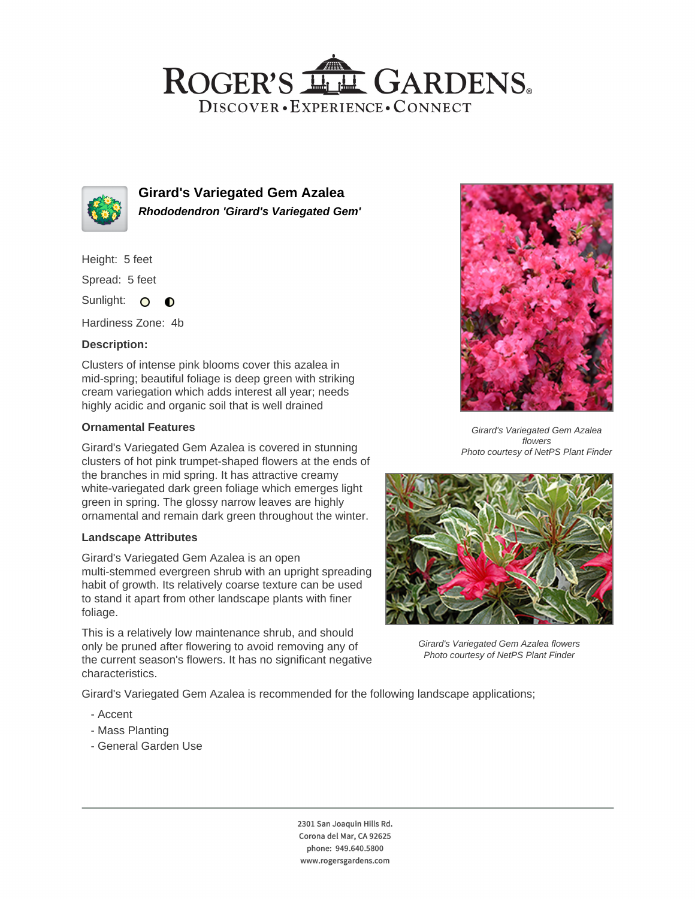# Girard's Variegated Gem Azalea

***Rhododendron 'Girard's Variegated Gem'***

Height: 5 feet

Spread: 5 feet

Sunlight:

Hardiness Zone: 4b

### Description:

Clusters of intense pink blooms cover this azalea in mid-spring; beautiful foliage is deep green with striking cream variegation which adds interest all year; needs highly acidic and organic soil that is well drained

### Ornamental Features

Girard's Variegated Gem Azalea is covered in stunning clusters of hot pink trumpet-shaped flowers at the ends of the branches in mid spring. It has attractive creamy white-variegated dark green foliage which emerges light green in spring. The glossy narrow leaves are highly ornamental and remain dark green throughout the winter.

### Landscape Attributes

Girard's Variegated Gem Azalea is an open multi-stemmed evergreen shrub with an upright spreading habit of growth. Its relatively coarse texture can be used to stand it apart from other landscape plants with finer foliage.

This is a relatively low maintenance shrub, and should only be pruned after flowering to avoid removing any of the current season's flowers. It has no significant negative characteristics.

Girard's Variegated Gem Azalea is recommended for the following landscape applications;

- Accent
- Mass Planting
- General Garden Use

*Girard's Variegated Gem Azalea flowers*
*Photo courtesy of NetPS Plant Finder*

*Girard's Variegated Gem Azalea flowers*
*Photo courtesy of NetPS Plant Finder*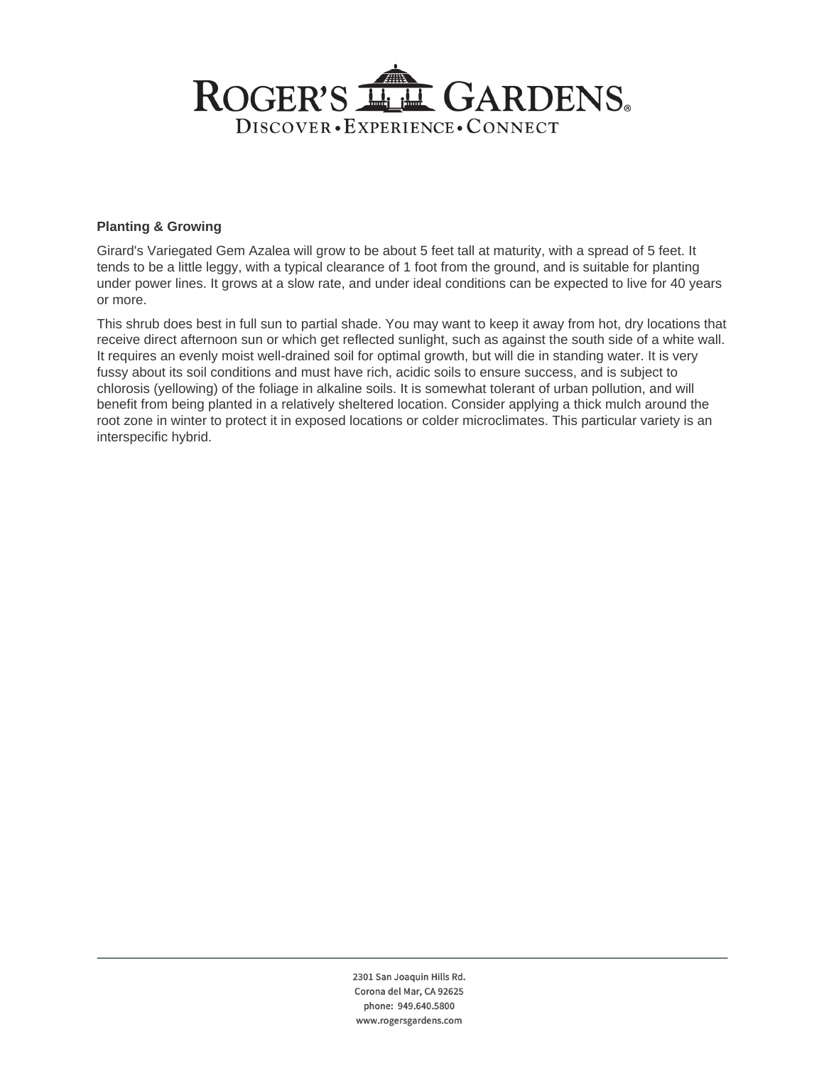**Planting & Growing**

Girard's Variegated Gem Azalea will grow to be about 5 feet tall at maturity, with a spread of 5 feet. It tends to be a little leggy, with a typical clearance of 1 foot from the ground, and is suitable for planting under power lines. It grows at a slow rate, and under ideal conditions can be expected to live for 40 years or more.

This shrub does best in full sun to partial shade. You may want to keep it away from hot, dry locations that receive direct afternoon sun or which get reflected sunlight, such as against the south side of a white wall. It requires an evenly moist well-drained soil for optimal growth, but will die in standing water. It is very fussy about its soil conditions and must have rich, acidic soils to ensure success, and is subject to chlorosis (yellowing) of the foliage in alkaline soils. It is somewhat tolerant of urban pollution, and will benefit from being planted in a relatively sheltered location. Consider applying a thick mulch around the root zone in winter to protect it in exposed locations or colder microclimates. This particular variety is an interspecific hybrid.